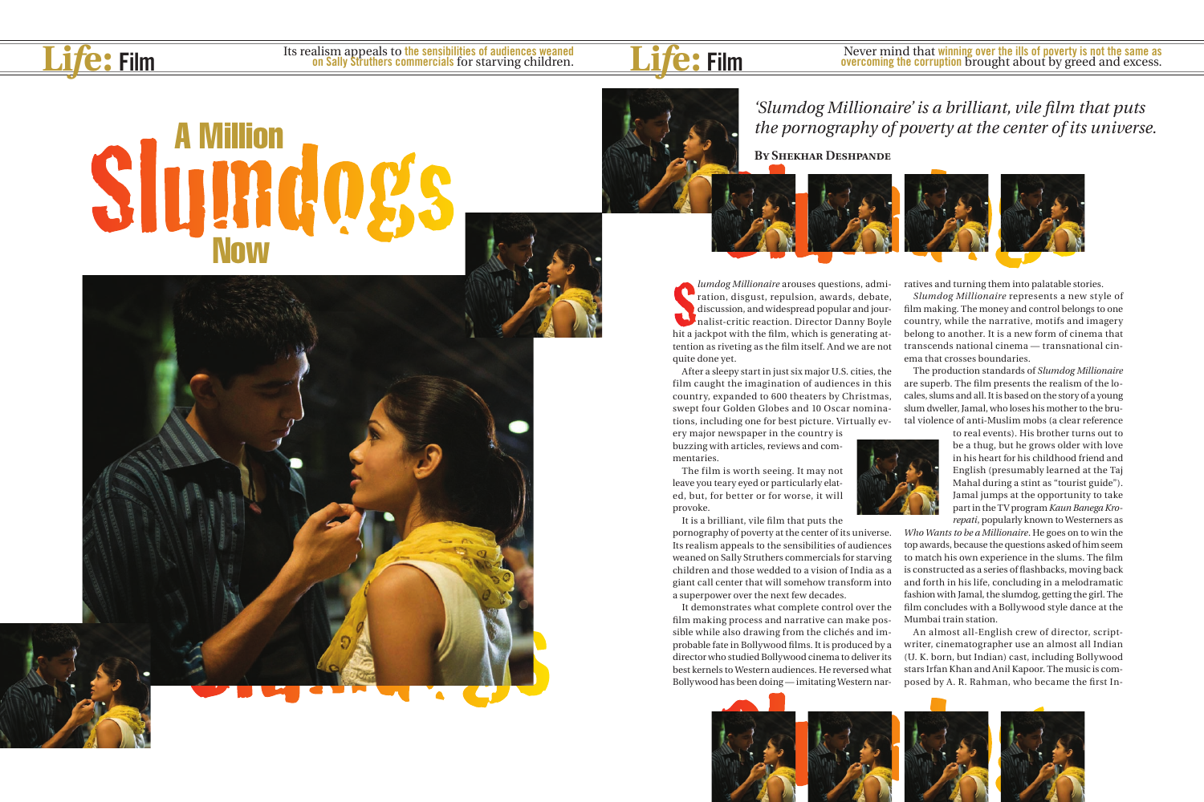# A Million Slumdogs Now

*'Slumdog Millionaire' is a brilliant, vile film that puts the pornography of poverty at the center of its universe.*

**By Shekhar Deshpande**

*Slumdog Millionaire* arouses questions, admiration, disgust, repulsion, awards, debate, discussion, and widespread popular and journalist-critic reaction. Director Danny Boyle hit a jackpot with the film, which is generating attention as riveting as the film itself. And we are not quite done yet.

After a sleepy start in just six major U.S. cities, the film caught the imagination of audiences in this country, expanded to 600 theaters by Christmas, swept four Golden Globes and 10 Oscar nominations, including one for best picture. Virtually every major newspaper in the country is buzzing with articles, reviews and commentaries.

The film is worth seeing. It may not leave you teary eyed or particularly elated, but, for better or for worse, it will provoke.

It is a brilliant, vile film that puts the pornography of poverty at the center of its universe. Its realism appeals to the sensibilities of audiences weaned on Sally Struthers commercials for starving children and those wedded to a vision of India as a giant call center that will somehow transform into a superpower over the next few decades.

It demonstrates what complete control over the film making process and narrative can make possible while also drawing from the clichés and improbable fate in Bollywood films. It is produced by a director who studied Bollywood cinema to deliver its best kernels to Western audiences. He reversed what Bollywood has been doing — imitating Western narratives and turning them into palatable stories.

*Slumdog Millionaire* represents a new style of film making. The money and control belongs to one country, while the narrative, motifs and imagery belong to another. It is a new form of cinema that transcends national cinema — transnational cinema that crosses boundaries.

The production standards of *Slumdog Millionaire* are superb. The film presents the realism of the locales, slums and all. It is based on the story of a young slum dweller, Jamal, who loses his mother to the brutal violence of anti-Muslim mobs (a clear reference to real events). His brother turns out to be a thug, but he grows older with love in his heart for his childhood friend and English (presumably learned at the Taj Mahal during a stint as "tourist guide"). Jamal jumps at the opportunity to take part in the TV program *Kaun Banega Krorepati*, popularly known to Westerners as *Who Wants to be a Millionaire*. He goes on to win the top awards, because the questions asked of him seem to match his own experience in the slums. The film is constructed as a series of flashbacks, moving back and forth in his life, concluding in a melodramatic fashion with Jamal, the slumdog, getting the girl. The film concludes with a Bollywood style dance at the Mumbai train station.

An almost all-English crew of director, scriptwriter, cinematographer use an almost all Indian (U. K. born, but Indian) cast, including Bollywood stars Irfan Khan and Anil Kapoor. The music is composed by A. R. Rahman, who became the first In-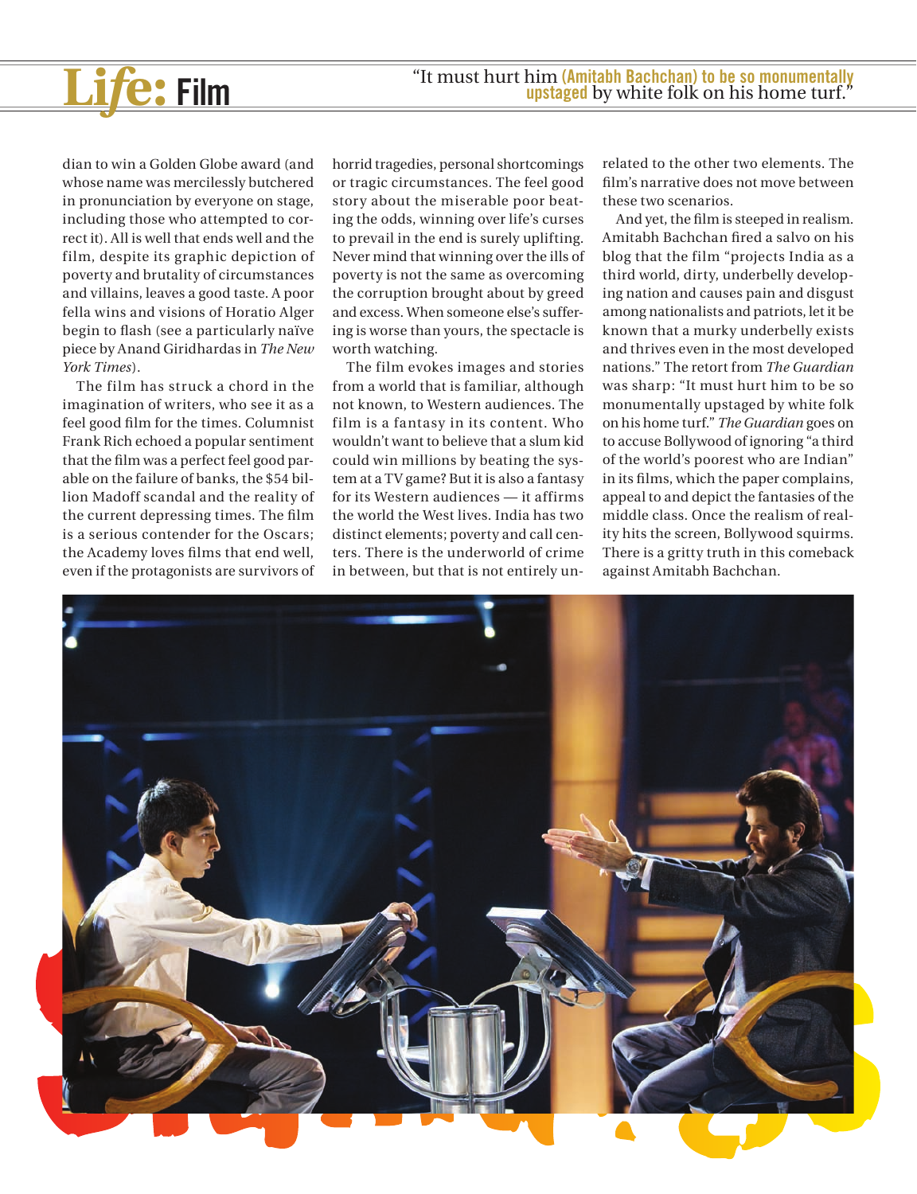> "It must hurt him (Amitabh Bachchan) to be so monumentally upstaged by white folk on his home turf."

dian to win a Golden Globe award (and whose name was mercilessly butchered in pronunciation by everyone on stage, including those who attempted to correct it). All is well that ends well and the film, despite its graphic depiction of poverty and brutality of circumstances and villains, leaves a good taste. A poor fella wins and visions of Horatio Alger begin to flash (see a particularly naïve piece by Anand Giridhardas in *The New York Times*).

The film has struck a chord in the imagination of writers, who see it as a feel good film for the times. Columnist Frank Rich echoed a popular sentiment that the film was a perfect feel good parable on the failure of banks, the $54 billion Madoff scandal and the reality of the current depressing times. The film is a serious contender for the Oscars; the Academy loves films that end well, even if the protagonists are survivors of horrid tragedies, personal shortcomings or tragic circumstances. The feel good story about the miserable poor beating the odds, winning over life's curses to prevail in the end is surely uplifting. Never mind that winning over the ills of poverty is not the same as overcoming the corruption brought about by greed and excess. When someone else's suffering is worse than yours, the spectacle is worth watching.

The film evokes images and stories from a world that is familiar, although not known, to Western audiences. The film is a fantasy in its content. Who wouldn't want to believe that a slum kid could win millions by beating the system at a TV game? But it is also a fantasy for its Western audiences — it affirms the world the West lives. India has two distinct elements; poverty and call centers. There is the underworld of crime in between, but that is not entirely unrelated to the other two elements. The film's narrative does not move between these two scenarios.

And yet, the film is steeped in realism. Amitabh Bachchan fired a salvo on his blog that the film "projects India as a third world, dirty, underbelly developing nation and causes pain and disgust among nationalists and patriots, let it be known that a murky underbelly exists and thrives even in the most developed nations." The retort from *The Guardian* was sharp: "It must hurt him to be so monumentally upstaged by white folk on his home turf." *The Guardian* goes on to accuse Bollywood of ignoring "a third of the world's poorest who are Indian" in its films, which the paper complains, appeal to and depict the fantasies of the middle class. Once the realism of reality hits the screen, Bollywood squirms. There is a gritty truth in this comeback against Amitabh Bachchan.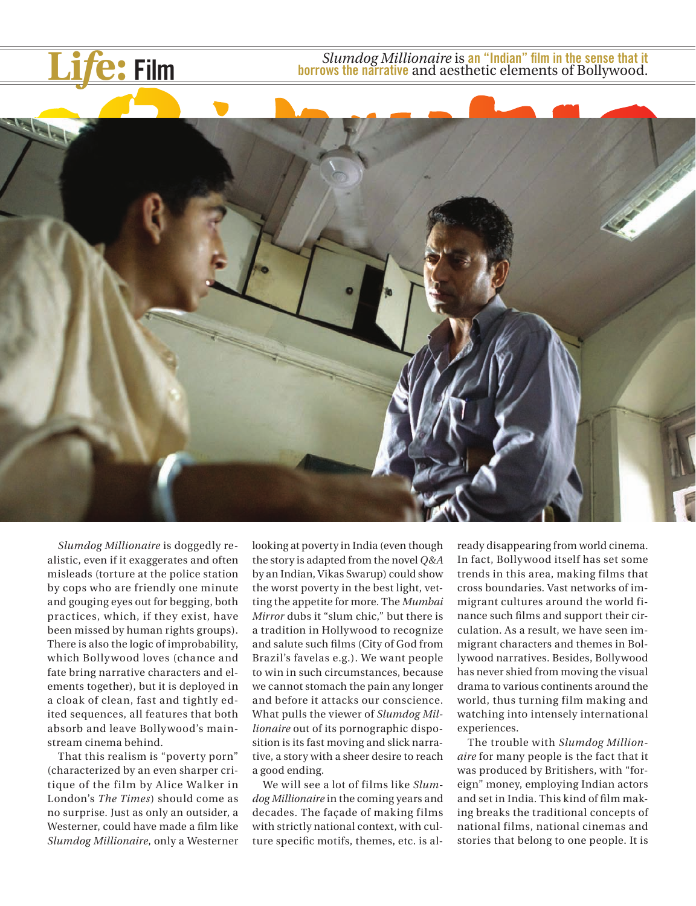*Slumdog Millionaire* is **an "Indian" film in the sense that it borrows the narrative** and aesthetic elements of Bollywood.

*Slumdog Millionaire* is doggedly realistic, even if it exaggerates and often misleads (torture at the police station by cops who are friendly one minute and gouging eyes out for begging, both practices, which, if they exist, have been missed by human rights groups). There is also the logic of improbability, which Bollywood loves (chance and fate bring narrative characters and elements together), but it is deployed in a cloak of clean, fast and tightly edited sequences, all features that both absorb and leave Bollywood's mainstream cinema behind.

That this realism is "poverty porn" (characterized by an even sharper critique of the film by Alice Walker in London's *The Times*) should come as no surprise. Just as only an outsider, a Westerner, could have made a film like *Slumdog Millionaire*, only a Westerner looking at poverty in India (even though the story is adapted from the novel *Q&A* by an Indian, Vikas Swarup) could show the worst poverty in the best light, vetting the appetite for more. The *Mumbai Mirror* dubs it "slum chic," but there is a tradition in Hollywood to recognize and salute such films (City of God from Brazil's favelas e.g.). We want people to win in such circumstances, because we cannot stomach the pain any longer and before it attacks our conscience. What pulls the viewer of *Slumdog Millionaire* out of its pornographic disposition is its fast moving and slick narrative, a story with a sheer desire to reach a good ending.

We will see a lot of films like *Slumdog Millionaire* in the coming years and decades. The façade of making films with strictly national context, with culture specific motifs, themes, etc. is already disappearing from world cinema. In fact, Bollywood itself has set some trends in this area, making films that cross boundaries. Vast networks of immigrant cultures around the world finance such films and support their circulation. As a result, we have seen immigrant characters and themes in Bollywood narratives. Besides, Bollywood has never shied from moving the visual drama to various continents around the world, thus turning film making and watching into intensely international experiences.

The trouble with *Slumdog Millionaire* for many people is the fact that it was produced by Britishers, with "foreign" money, employing Indian actors and set in India. This kind of film making breaks the traditional concepts of national films, national cinemas and stories that belong to one people. It is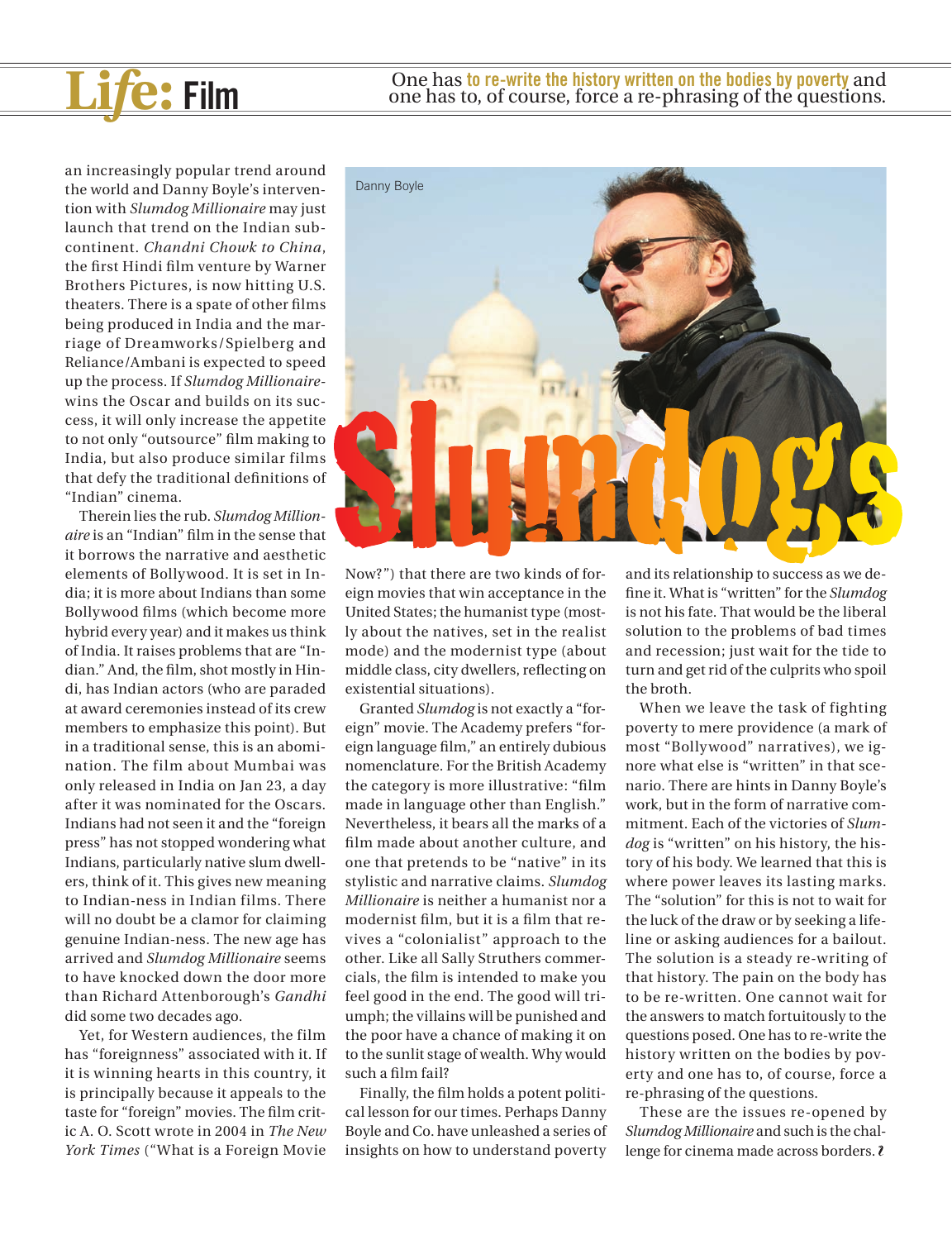One has to re-write the history written on the bodies by poverty and one has to, of course, force a re-phrasing of the questions.

an increasingly popular trend around the world and Danny Boyle's intervention with *Slumdog Millionaire* may just launch that trend on the Indian subcontinent. *Chandni Chowk to China*, the first Hindi film venture by Warner Brothers Pictures, is now hitting U.S. theaters. There is a spate of other films being produced in India and the marriage of Dreamworks/Spielberg and Reliance/Ambani is expected to speed up the process. If *Slumdog Millionaire* wins the Oscar and builds on its success, it will only increase the appetite to not only "outsource" film making to India, but also produce similar films that defy the traditional definitions of "Indian" cinema.

Therein lies the rub. *Slumdog Millionaire* is an "Indian" film in the sense that it borrows the narrative and aesthetic elements of Bollywood. It is set in India; it is more about Indians than some Bollywood films (which become more hybrid every year) and it makes us think of India. It raises problems that are "Indian." And, the film, shot mostly in Hindi, has Indian actors (who are paraded at award ceremonies instead of its crew members to emphasize this point). But in a traditional sense, this is an abomination. The film about Mumbai was only released in India on Jan 23, a day after it was nominated for the Oscars. Indians had not seen it and the "foreign press" has not stopped wondering what Indians, particularly native slum dwellers, think of it. This gives new meaning to Indian-ness in Indian films. There will no doubt be a clamor for claiming genuine Indian-ness. The new age has arrived and *Slumdog Millionaire* seems to have knocked down the door more than Richard Attenborough's *Gandhi* did some two decades ago.

Yet, for Western audiences, the film has "foreignness" associated with it. If it is winning hearts in this country, it is principally because it appeals to the taste for "foreign" movies. The film critic A. O. Scott wrote in 2004 in *The New York Times* ("What is a Foreign Movie Now?") that there are two kinds of foreign movies that win acceptance in the United States; the humanist type (mostly about the natives, set in the realist mode) and the modernist type (about middle class, city dwellers, reflecting on existential situations).

Danny Boyle

Slumdogs

Granted *Slumdog* is not exactly a "foreign" movie. The Academy prefers "foreign language film," an entirely dubious nomenclature. For the British Academy the category is more illustrative: "film made in language other than English." Nevertheless, it bears all the marks of a film made about another culture, and one that pretends to be "native" in its stylistic and narrative claims. *Slumdog Millionaire* is neither a humanist nor a modernist film, but it is a film that revives a "colonialist" approach to the other. Like all Sally Struthers commercials, the film is intended to make you feel good in the end. The good will triumph; the villains will be punished and the poor have a chance of making it on to the sunlit stage of wealth. Why would such a film fail?

Finally, the film holds a potent political lesson for our times. Perhaps Danny Boyle and Co. have unleashed a series of insights on how to understand poverty and its relationship to success as we define it. What is "written" for the *Slumdog* is not his fate. That would be the liberal solution to the problems of bad times and recession; just wait for the tide to turn and get rid of the culprits who spoil the broth.

When we leave the task of fighting poverty to mere providence (a mark of most "Bollywood" narratives), we ignore what else is "written" in that scenario. There are hints in Danny Boyle's work, but in the form of narrative commitment. Each of the victories of *Slumdog* is "written" on his history, the history of his body. We learned that this is where power leaves its lasting marks. The "solution" for this is not to wait for the luck of the draw or by seeking a lifeline or asking audiences for a bailout. The solution is a steady re-writing of that history. The pain on the body has to be re-written. One cannot wait for the answers to match fortuitously to the questions posed. One has to re-write the history written on the bodies by poverty and one has to, of course, force a re-phrasing of the questions.

These are the issues re-opened by *Slumdog Millionaire* and such is the challenge for cinema made across borders.